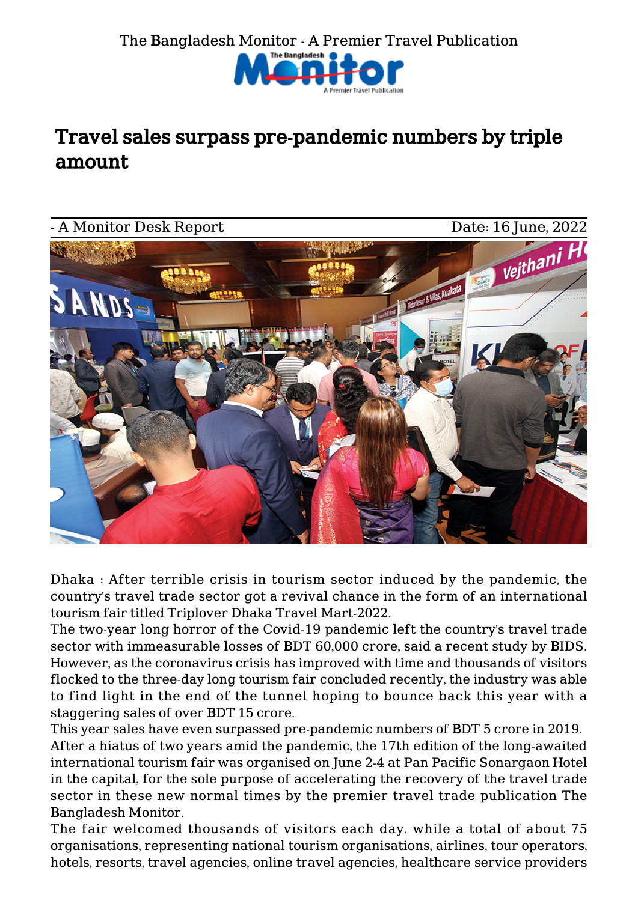The Bangladesh Monitor - A Premier Travel Publication

# Travel sales surpass pre-pandemic numbers by triple amount

- A Monitor Desk Report

Date: 16 June, 2022

Dhaka : After terrible crisis in tourism sector induced by the pandemic, the country's travel trade sector got a revival chance in the form of an international tourism fair titled Triplover Dhaka Travel Mart-2022.

The two-year long horror of the Covid-19 pandemic left the country's travel trade sector with immeasurable losses of BDT 60,000 crore, said a recent study by BIDS. However, as the coronavirus crisis has improved with time and thousands of visitors flocked to the three-day long tourism fair concluded recently, the industry was able to find light in the end of the tunnel hoping to bounce back this year with a staggering sales of over BDT 15 crore.

This year sales have even surpassed pre-pandemic numbers of BDT 5 crore in 2019.

After a hiatus of two years amid the pandemic, the 17th edition of the long-awaited international tourism fair was organised on June 2-4 at Pan Pacific Sonargaon Hotel in the capital, for the sole purpose of accelerating the recovery of the travel trade sector in these new normal times by the premier travel trade publication The Bangladesh Monitor.

The fair welcomed thousands of visitors each day, while a total of about 75 organisations, representing national tourism organisations, airlines, tour operators, hotels, resorts, travel agencies, online travel agencies, healthcare service providers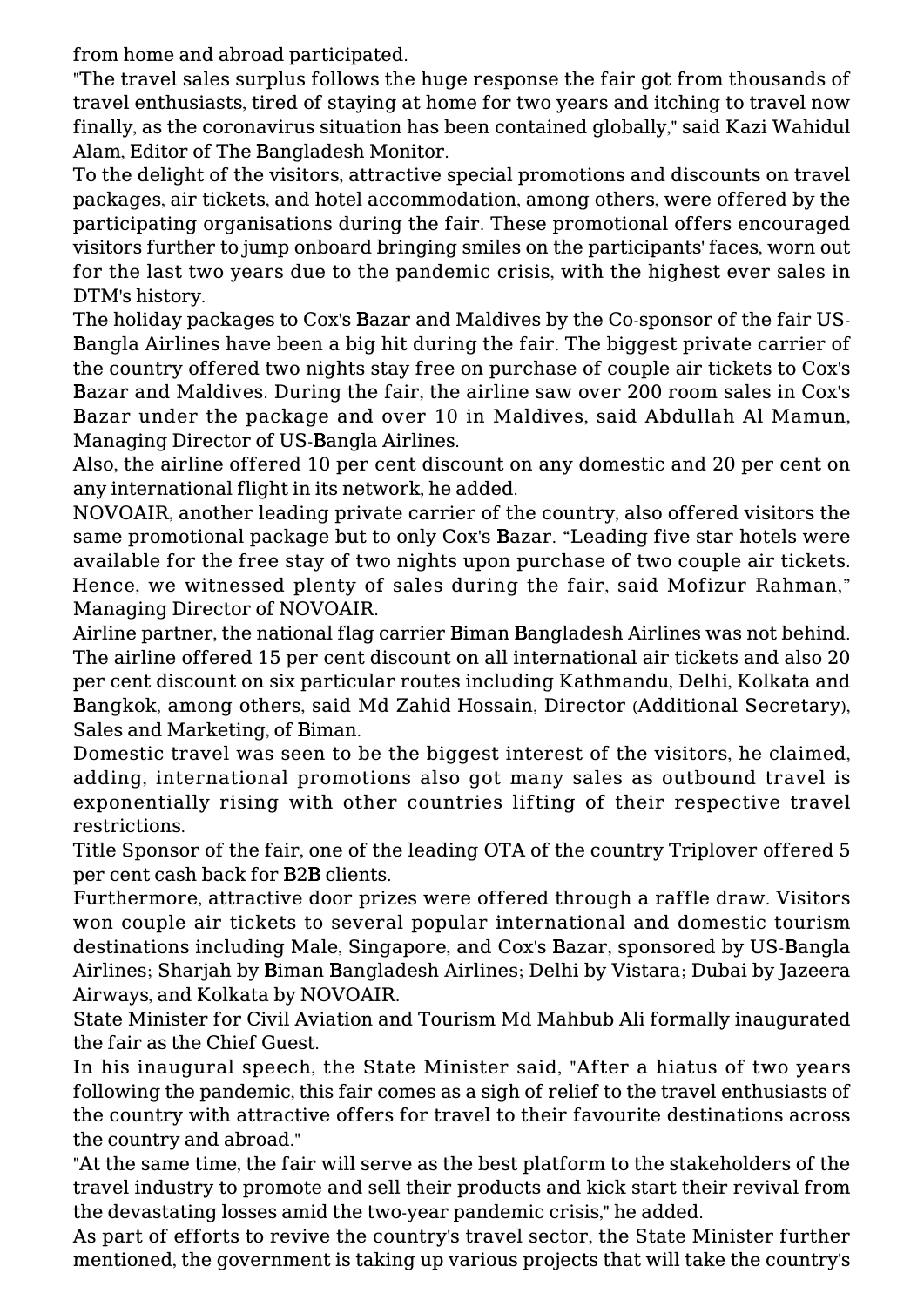from home and abroad participated.

"The travel sales surplus follows the huge response the fair got from thousands of travel enthusiasts, tired of staying at home for two years and itching to travel now finally, as the coronavirus situation has been contained globally," said Kazi Wahidul Alam, Editor of The Bangladesh Monitor.

To the delight of the visitors, attractive special promotions and discounts on travel packages, air tickets, and hotel accommodation, among others, were offered by the participating organisations during the fair. These promotional offers encouraged visitors further to jump onboard bringing smiles on the participants' faces, worn out for the last two years due to the pandemic crisis, with the highest ever sales in DTM's history.

The holiday packages to Cox's Bazar and Maldives by the Co-sponsor of the fair US-Bangla Airlines have been a big hit during the fair. The biggest private carrier of the country offered two nights stay free on purchase of couple air tickets to Cox's Bazar and Maldives. During the fair, the airline saw over 200 room sales in Cox's Bazar under the package and over 10 in Maldives, said Abdullah Al Mamun, Managing Director of US-Bangla Airlines.

Also, the airline offered 10 per cent discount on any domestic and 20 per cent on any international flight in its network, he added.

NOVOAIR, another leading private carrier of the country, also offered visitors the same promotional package but to only Cox's Bazar. "Leading five star hotels were available for the free stay of two nights upon purchase of two couple air tickets. Hence, we witnessed plenty of sales during the fair, said Mofizur Rahman," Managing Director of NOVOAIR.

Airline partner, the national flag carrier Biman Bangladesh Airlines was not behind. The airline offered 15 per cent discount on all international air tickets and also 20 per cent discount on six particular routes including Kathmandu, Delhi, Kolkata and Bangkok, among others, said Md Zahid Hossain, Director (Additional Secretary), Sales and Marketing, of Biman.

Domestic travel was seen to be the biggest interest of the visitors, he claimed, adding, international promotions also got many sales as outbound travel is exponentially rising with other countries lifting of their respective travel restrictions.

Title Sponsor of the fair, one of the leading OTA of the country Triplover offered 5 per cent cash back for B2B clients.

Furthermore, attractive door prizes were offered through a raffle draw. Visitors won couple air tickets to several popular international and domestic tourism destinations including Male, Singapore, and Cox's Bazar, sponsored by US-Bangla Airlines; Sharjah by Biman Bangladesh Airlines; Delhi by Vistara; Dubai by Jazeera Airways, and Kolkata by NOVOAIR.

State Minister for Civil Aviation and Tourism Md Mahbub Ali formally inaugurated the fair as the Chief Guest.

In his inaugural speech, the State Minister said, "After a hiatus of two years following the pandemic, this fair comes as a sigh of relief to the travel enthusiasts of the country with attractive offers for travel to their favourite destinations across the country and abroad."

"At the same time, the fair will serve as the best platform to the stakeholders of the travel industry to promote and sell their products and kick start their revival from the devastating losses amid the two-year pandemic crisis," he added.

As part of efforts to revive the country's travel sector, the State Minister further mentioned, the government is taking up various projects that will take the country's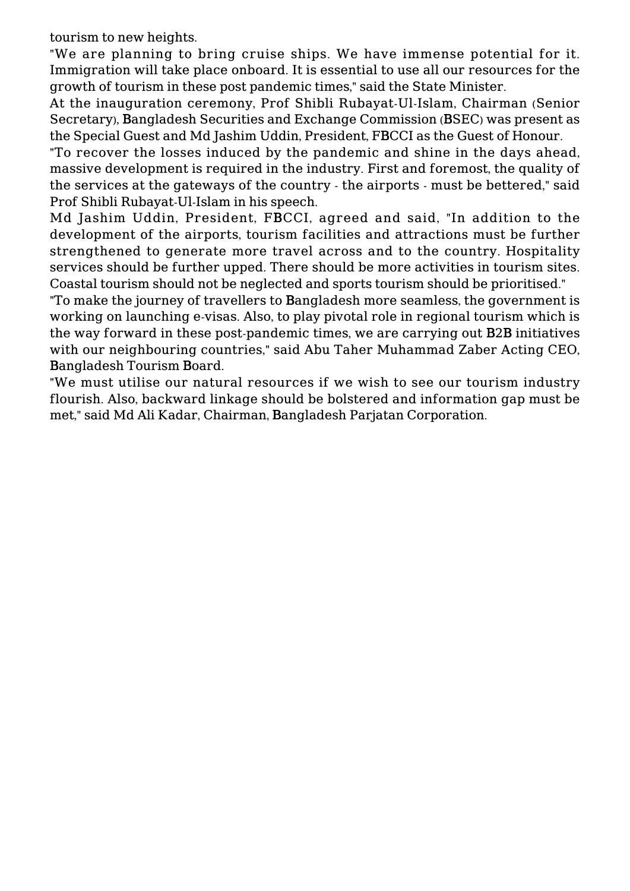tourism to new heights.

"We are planning to bring cruise ships. We have immense potential for it. Immigration will take place onboard. It is essential to use all our resources for the growth of tourism in these post pandemic times," said the State Minister.

At the inauguration ceremony, Prof Shibli Rubayat-Ul-Islam, Chairman (Senior Secretary), Bangladesh Securities and Exchange Commission (BSEC) was present as the Special Guest and Md Jashim Uddin, President, FBCCI as the Guest of Honour.

"To recover the losses induced by the pandemic and shine in the days ahead, massive development is required in the industry. First and foremost, the quality of the services at the gateways of the country - the airports - must be bettered," said Prof Shibli Rubayat-Ul-Islam in his speech.

Md Jashim Uddin, President, FBCCI, agreed and said, "In addition to the development of the airports, tourism facilities and attractions must be further strengthened to generate more travel across and to the country. Hospitality services should be further upped. There should be more activities in tourism sites. Coastal tourism should not be neglected and sports tourism should be prioritised."

"To make the journey of travellers to Bangladesh more seamless, the government is working on launching e-visas. Also, to play pivotal role in regional tourism which is the way forward in these post-pandemic times, we are carrying out B2B initiatives with our neighbouring countries," said Abu Taher Muhammad Zaber Acting CEO, Bangladesh Tourism Board.

"We must utilise our natural resources if we wish to see our tourism industry flourish. Also, backward linkage should be bolstered and information gap must be met," said Md Ali Kadar, Chairman, Bangladesh Parjatan Corporation.